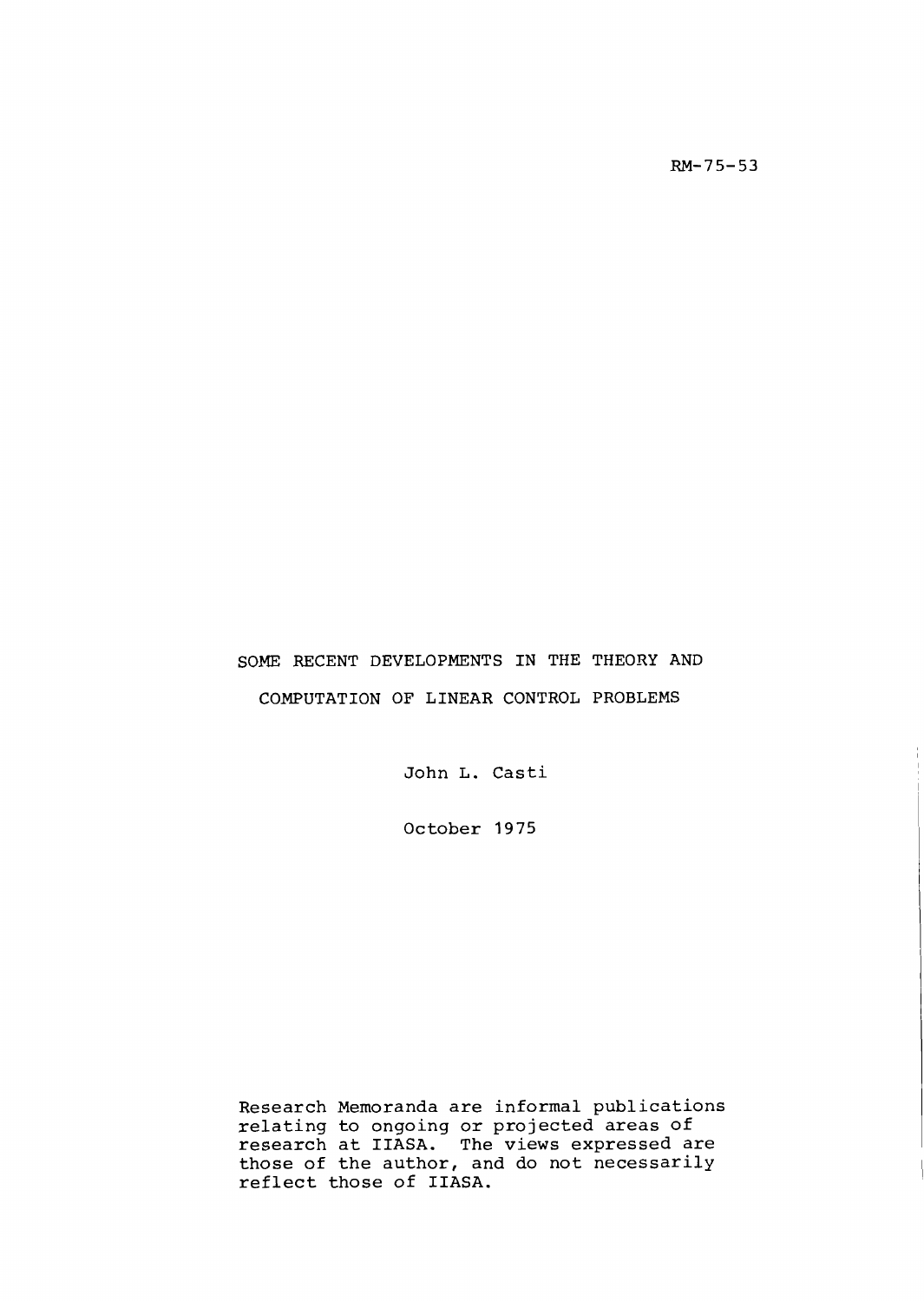RM-75-53

# SOME RECENT DEVELOPMENTS IN THE THEORY AND COMPUTATION OF LINEAR CONTROL PROBLEMS

John L. Casti

October 1975

Research Memoranda are informal publications relating to ongoing or projected areas of research at IIASA. The views expressed are those of the author, and do not necessarily reflect those of IIASA.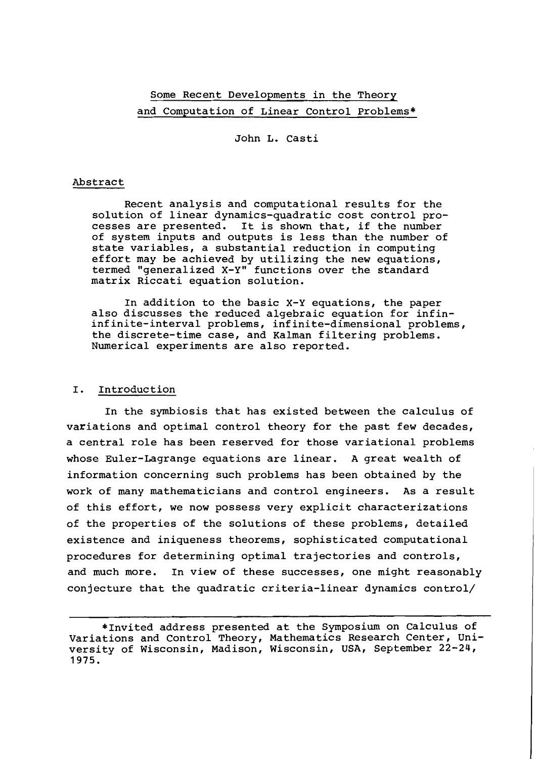# Some Recent Developments in the Theory and Computation of Linear Control Problems*

John L. Casti

## Abstract

Recent analysis and computational results for the solution of linear dynamics-quadratic cost control processes are presented. It is shown that, if the number of system inputs and outputs is less than the number of state variables, a substantial reduction in computing effort may be achieved by utilizing the new equations, termed "generalized X-Y" functions over the standard matrix Riccati equation solution.

In addition to the basic X-Y equations, the paper also discusses the reduced algebraic equation for infin-infinite-interval problems, infinite-dimensional problems, the discrete-time case, and Kalman filtering problems. Numerical experiments are also reported.

## I. Introduction

In the symbiosis that has existed between the calculus of variations and optimal control theory for the past few decades, a central role has been reserved for those variational problems whose Euler-Lagrange equations are linear. A great wealth of information concerning such problems has been obtained by the work of many mathematicians and control engineers. As a result of this effort, we now possess very explicit characterizations of the properties of the solutions of these problems, detailed existence and iniqueness theorems, sophisticated computational procedures for determining optimal trajectories and controls, and much more. In view of these successes, one might reasonably conjecture that the quadratic criteria-linear dynamics control/

---

*Invited address presented at the Symposium on Calculus of Variations and Control Theory, Mathematics Research Center, University of Wisconsin, Madison, Wisconsin, USA, September 22-24, 1975.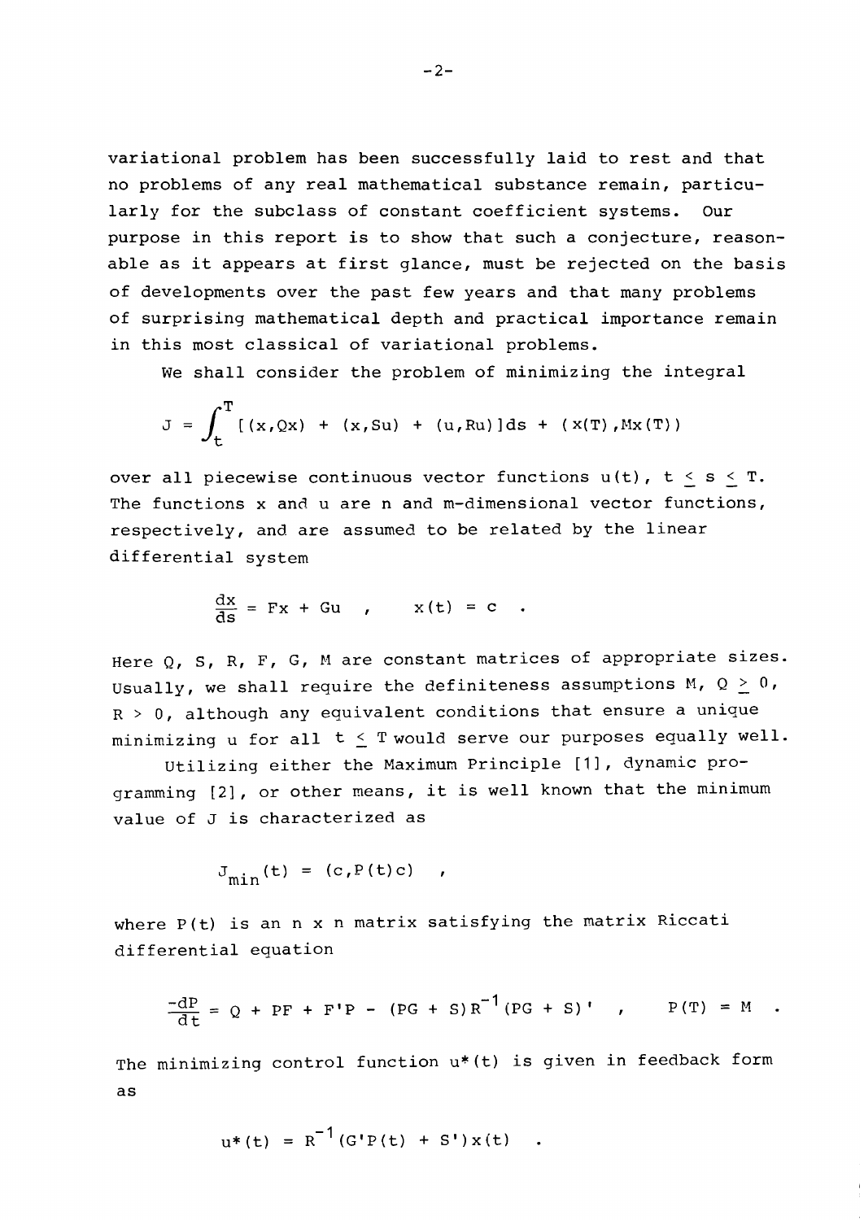variational problem has been successfully laid to rest and that no problems of any real mathematical substance remain, particularly for the subclass of constant coefficient systems. Our purpose in this report is to show that such a conjecture, reasonable as it appears at first glance, must be rejected on the basis of developments over the past few years and that many problems of surprising mathematical depth and practical importance remain in this most classical of variational problems.

We shall consider the problem of minimizing the integral

$$J = \int_t^T [(x,Qx) + (x,Su) + (u,Ru)]ds + (x(T),Mx(T))$$

over all piecewise continuous vector functions $u(t)$, $t \leq s \leq T$. The functions $x$ and $u$ are $n$ and $m$-dimensional vector functions, respectively, and are assumed to be related by the linear differential system

$$\frac{dx}{ds} = Fx + Gu \quad , \qquad x(t) = c \quad .$$

Here $Q$, $S$, $R$, $F$, $G$, $M$ are constant matrices of appropriate sizes. Usually, we shall require the definiteness assumptions $M$, $Q \geq 0$, $R > 0$, although any equivalent conditions that ensure a unique minimizing $u$ for all $t \leq T$ would serve our purposes equally well.

Utilizing either the Maximum Principle [1], dynamic programming [2], or other means, it is well known that the minimum value of $J$ is characterized as

$$J_{\min}(t) = (c,P(t)c) \quad ,$$

where $P(t)$ is an $n \times n$ matrix satisfying the matrix Riccati differential equation

$$\frac{-dP}{dt} = Q + PF + F'P - (PG + S)R^{-1}(PG + S)' \quad , \qquad P(T) = M \quad .$$

The minimizing control function $u^*(t)$ is given in feedback form as

$$u^*(t) = R^{-1}(G'P(t) + S')x(t) \quad .$$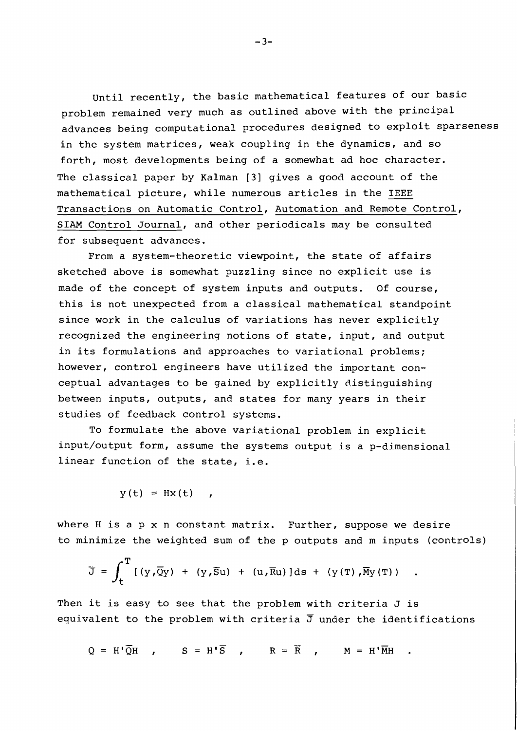Until recently, the basic mathematical features of our basic problem remained very much as outlined above with the principal advances being computational procedures designed to exploit sparseness in the system matrices, weak coupling in the dynamics, and so forth, most developments being of a somewhat ad hoc character. The classical paper by Kalman [3] gives a good account of the mathematical picture, while numerous articles in the <u>IEEE Transactions on Automatic Control</u>, <u>Automation and Remote Control</u>, <u>SIAM Control Journal</u>, and other periodicals may be consulted for subsequent advances.

From a system-theoretic viewpoint, the state of affairs sketched above is somewhat puzzling since no explicit use is made of the concept of system inputs and outputs. Of course, this is not unexpected from a classical mathematical standpoint since work in the calculus of variations has never explicitly recognized the engineering notions of state, input, and output in its formulations and approaches to variational problems; however, control engineers have utilized the important conceptual advantages to be gained by explicitly distinguishing between inputs, outputs, and states for many years in their studies of feedback control systems.

To formulate the above variational problem in explicit input/output form, assume the systems output is a p-dimensional linear function of the state, i.e.

$$y(t) = Hx(t) \quad ,$$

where $H$ is a $p \times n$ constant matrix. Further, suppose we desire to minimize the weighted sum of the $p$ outputs and $m$ inputs (controls)

$$\bar{J} = \int_t^T [(y,\bar{Q}y) + (y,\bar{S}u) + (u,\bar{R}u)]ds + (y(T),\bar{M}y(T)) \quad .$$

Then it is easy to see that the problem with criteria $J$ is equivalent to the problem with criteria $\bar{J}$ under the identifications

$$Q = H'\bar{Q}H \quad , \quad S = H'\bar{S} \quad , \quad R = \bar{R} \quad , \quad M = H'\bar{M}H \quad .$$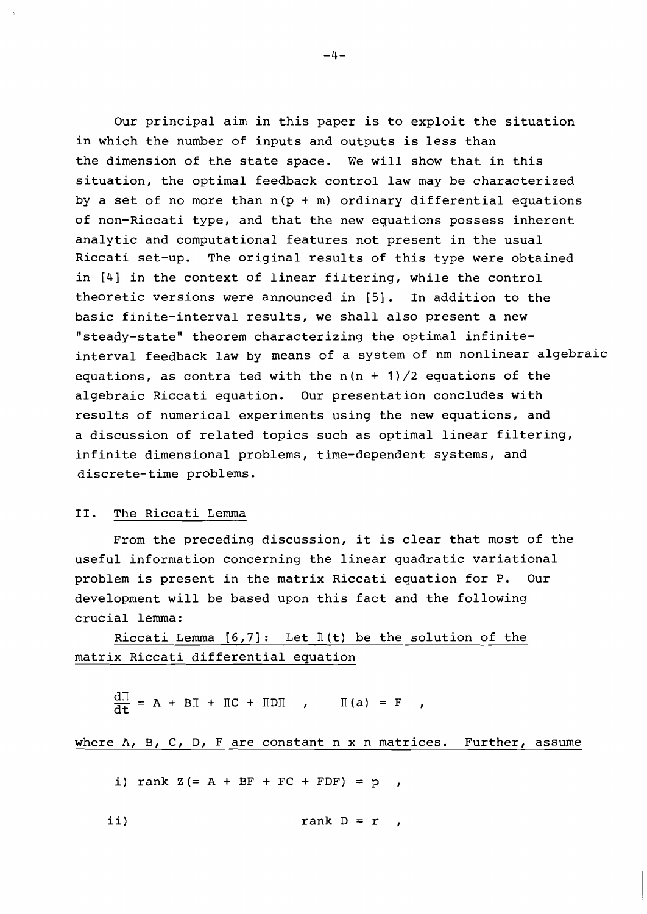Our principal aim in this paper is to exploit the situation in which the number of inputs and outputs is less than the dimension of the state space. We will show that in this situation, the optimal feedback control law may be characterized by a set of no more than $n(p + m)$ ordinary differential equations of non-Riccati type, and that the new equations possess inherent analytic and computational features not present in the usual Riccati set-up. The original results of this type were obtained in [4] in the context of linear filtering, while the control theoretic versions were announced in [5]. In addition to the basic finite-interval results, we shall also present a new "steady-state" theorem characterizing the optimal infinite-interval feedback law by means of a system of nm nonlinear algebraic equations, as contra ted with the $n(n + 1)/2$ equations of the algebraic Riccati equation. Our presentation concludes with results of numerical experiments using the new equations, and a discussion of related topics such as optimal linear filtering, infinite dimensional problems, time-dependent systems, and discrete-time problems.

## II. The Riccati Lemma

From the preceding discussion, it is clear that most of the useful information concerning the linear quadratic variational problem is present in the matrix Riccati equation for P. Our development will be based upon this fact and the following crucial lemma:

Riccati Lemma [6,7]: Let $\Pi(t)$ be the solution of the matrix Riccati differential equation

$$\frac{d\Pi}{dt} = A + B\Pi + \Pi C + \Pi D\Pi \quad , \qquad \Pi(a) = F \quad ,$$

where A, B, C, D, F are constant n x n matrices. Further, assume

i) $\text{rank } Z (= A + BF + FC + FDF) = p$ ,

ii) $\text{rank } D = r$ ,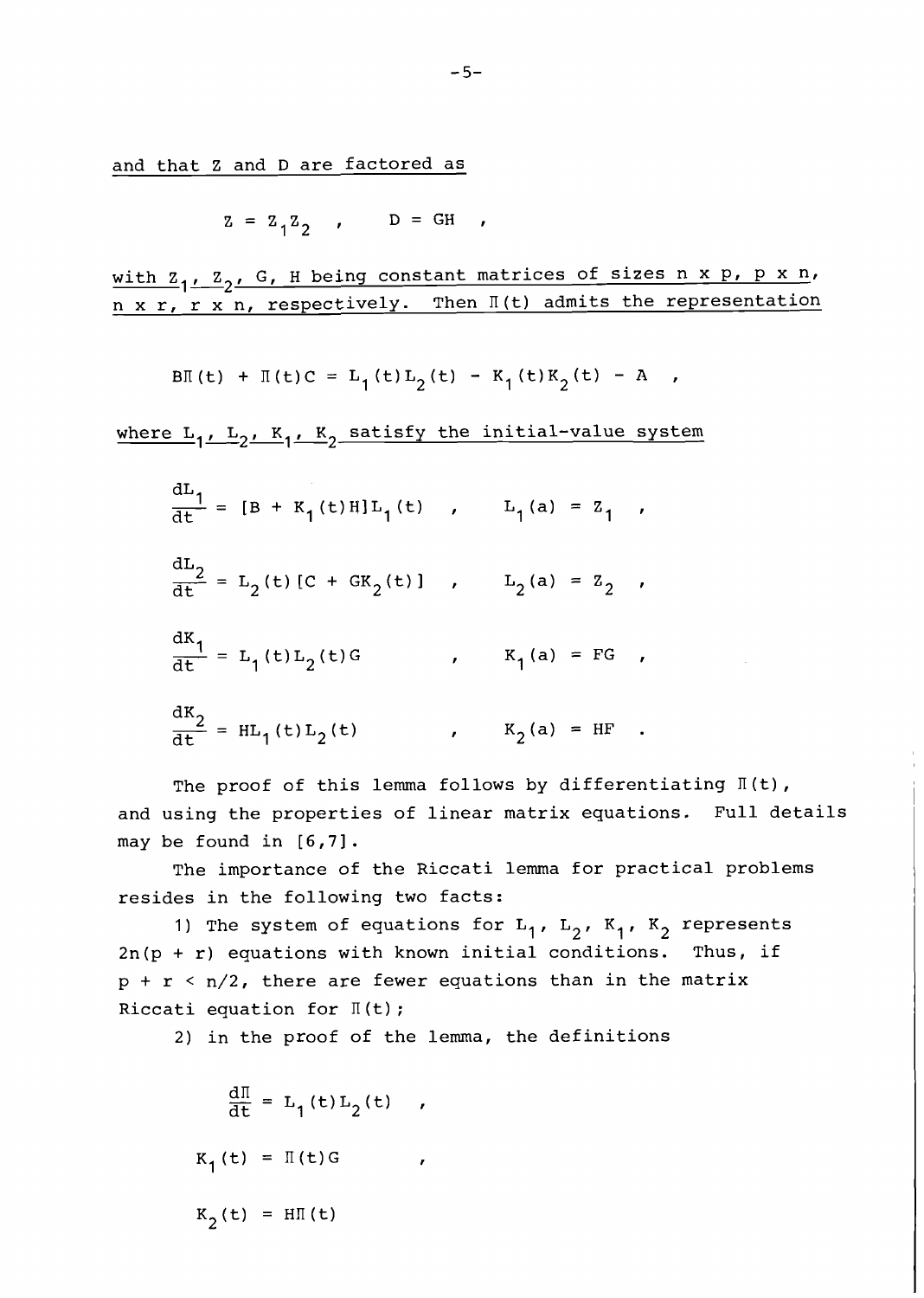<u>and that Z and D are factored as</u>

$$Z = Z_1 Z_2 \quad , \qquad D = GH \quad ,$$

<u>with $Z_1$, $Z_2$, G, H being constant matrices of sizes n x p, p x n, n x r, r x n, respectively. Then $\Pi(t)$ admits the representation</u>

$$B\Pi(t) + \Pi(t)C = L_1(t)L_2(t) - K_1(t)K_2(t) - A \quad ,$$

<u>where $L_1$, $L_2$, $K_1$, $K_2$ satisfy the initial-value system</u>

$$\frac{dL_1}{dt} = [B + K_1(t)H]L_1(t) \quad , \qquad L_1(a) = Z_1 \quad ,$$

$$\frac{dL_2}{dt} = L_2(t)[C + GK_2(t)] \quad , \qquad L_2(a) = Z_2 \quad ,$$

$$\frac{dK_1}{dt} = L_1(t)L_2(t)G \quad , \qquad K_1(a) = FG \quad ,$$

$$\frac{dK_2}{dt} = HL_1(t)L_2(t) \quad , \qquad K_2(a) = HF \quad .$$

The proof of this lemma follows by differentiating $\Pi(t)$, and using the properties of linear matrix equations. Full details may be found in [6,7].

The importance of the Riccati lemma for practical problems resides in the following two facts:

1) The system of equations for $L_1$, $L_2$, $K_1$, $K_2$ represents $2n(p + r)$ equations with known initial conditions. Thus, if $p + r < n/2$, there are fewer equations than in the matrix Riccati equation for $\Pi(t)$;

2) in the proof of the lemma, the definitions

$$\frac{d\Pi}{dt} = L_1(t)L_2(t) \quad ,$$

$$K_1(t) = \Pi(t)G \quad ,$$

$$K_2(t) = H\Pi(t)$$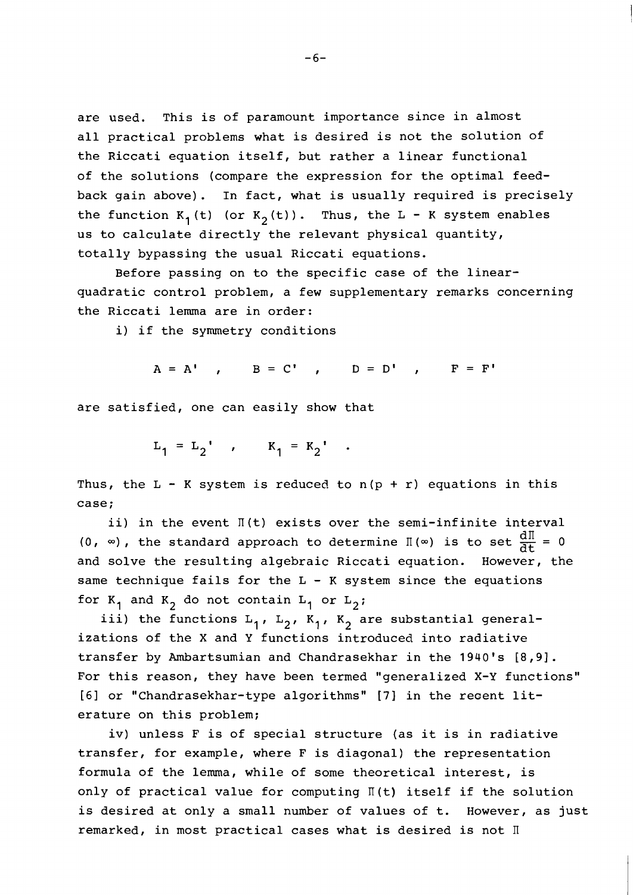are used. This is of paramount importance since in almost all practical problems what is desired is not the solution of the Riccati equation itself, but rather a linear functional of the solutions (compare the expression for the optimal feedback gain above). In fact, what is usually required is precisely the function $K_1(t)$ (or $K_2(t)$). Thus, the L - K system enables us to calculate directly the relevant physical quantity, totally bypassing the usual Riccati equations.

Before passing on to the specific case of the linear-quadratic control problem, a few supplementary remarks concerning the Riccati lemma are in order:

i) if the symmetry conditions

$$A = A' \ , \qquad B = C' \ , \qquad D = D' \ , \qquad F = F'$$

are satisfied, one can easily show that

$$L_1 = L_2' \ , \qquad K_1 = K_2' \ .$$

Thus, the L - K system is reduced to $n(p + r)$ equations in this case;

ii) in the event $\Pi(t)$ exists over the semi-infinite interval $(0, \infty)$, the standard approach to determine $\Pi(\infty)$ is to set $\frac{d\Pi}{dt} = 0$ and solve the resulting algebraic Riccati equation. However, the same technique fails for the L - K system since the equations for $K_1$ and $K_2$ do not contain $L_1$ or $L_2$;

iii) the functions $L_1$, $L_2$, $K_1$, $K_2$ are substantial generalizations of the X and Y functions introduced into radiative transfer by Ambartsumian and Chandrasekhar in the 1940's [8,9]. For this reason, they have been termed "generalized X-Y functions" [6] or "Chandrasekhar-type algorithms" [7] in the recent literature on this problem;

iv) unless F is of special structure (as it is in radiative transfer, for example, where F is diagonal) the representation formula of the lemma, while of some theoretical interest, is only of practical value for computing $\Pi(t)$ itself if the solution is desired at only a small number of values of t. However, as just remarked, in most practical cases what is desired is not $\Pi$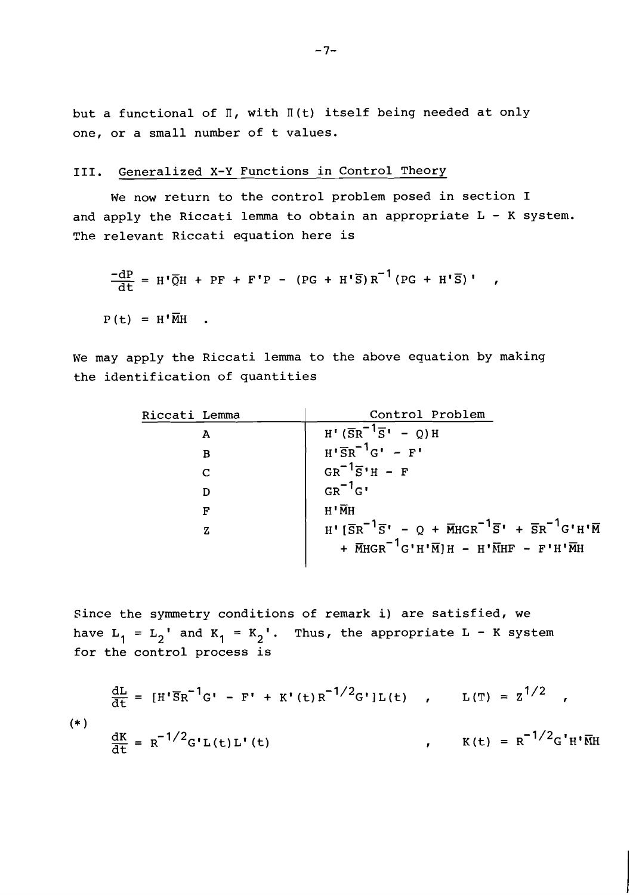but a functional of $\Pi$, with $\Pi(t)$ itself being needed at only one, or a small number of t values.

## III. Generalized X-Y Functions in Control Theory

We now return to the control problem posed in section I and apply the Riccati lemma to obtain an appropriate L - K system. The relevant Riccati equation here is

$$\frac{-dP}{dt} = H'\bar{Q}H + PF + F'P - (PG + H'\bar{S})R^{-1}(PG + H'\bar{S})' \quad ,$$

$$P(t) = H'\bar{M}H \quad .$$

We may apply the Riccati lemma to the above equation by making the identification of quantities

| Riccati Lemma | Control Problem |
|---|---|
| A | $H'(\bar{S}R^{-1}\bar{S}' - Q)H$ |
| B | $H'\bar{S}R^{-1}G' - F'$ |
| C | $GR^{-1}\bar{S}'H - F$ |
| D | $GR^{-1}G'$ |
| F | $H'\bar{M}H$ |
| Z | $H'[\bar{S}R^{-1}\bar{S}' - Q + \bar{M}HGR^{-1}\bar{S}' + \bar{S}R^{-1}G'H'\bar{M} + \bar{M}HGR^{-1}G'H'\bar{M}]H - H'\bar{M}HF - F'H'\bar{M}H$ |

Since the symmetry conditions of remark i) are satisfied, we have $L_1 = L_2'$ and $K_1 = K_2'$. Thus, the appropriate L - K system for the control process is

$$\frac{dL}{dt} = [H'\bar{S}R^{-1}G' - F' + K'(t)R^{-1/2}G']L(t) \quad , \qquad L(T) = Z^{1/2} \quad ,$$

(*)

$$\frac{dK}{dt} = R^{-1/2}G'L(t)L'(t) \qquad\qquad , \qquad K(t) = R^{-1/2}G'H'\bar{M}H$$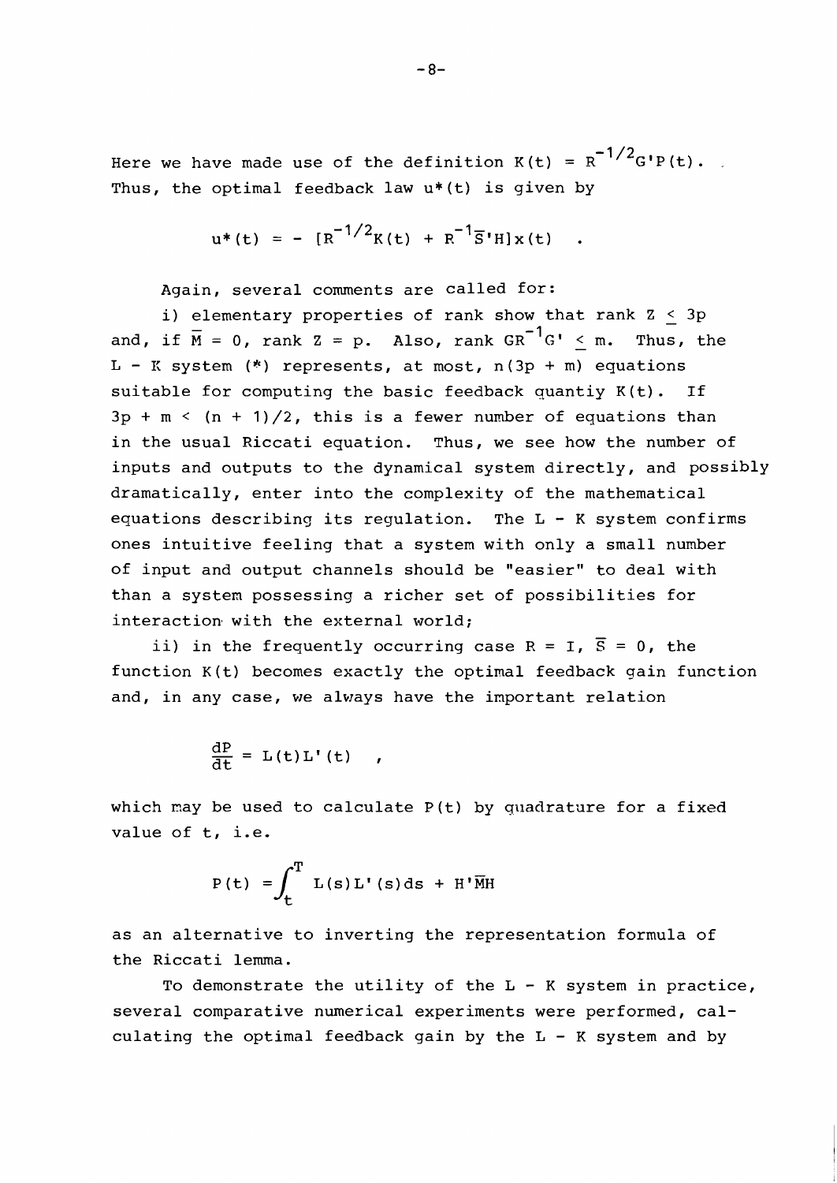Here we have made use of the definition $K(t) = R^{-1/2}G'P(t)$. Thus, the optimal feedback law $u^*(t)$ is given by

$$u^*(t) = -[R^{-1/2}K(t) + R^{-1}\overline{S}'H]x(t) \quad .$$

Again, several comments are called for:

i) elementary properties of rank show that rank $Z \leq 3p$ and, if $\overline{M} = 0$, rank $Z = p$. Also, rank $GR^{-1}G' \leq m$. Thus, the $L - K$ system (*) represents, at most, $n(3p + m)$ equations suitable for computing the basic feedback quantiy $K(t)$. If $3p + m < (n + 1)/2$, this is a fewer number of equations than in the usual Riccati equation. Thus, we see how the number of inputs and outputs to the dynamical system directly, and possibly dramatically, enter into the complexity of the mathematical equations describing its regulation. The $L - K$ system confirms ones intuitive feeling that a system with only a small number of input and output channels should be "easier" to deal with than a system possessing a richer set of possibilities for interaction with the external world;

ii) in the frequently occurring case $R = I$, $\overline{S} = 0$, the function $K(t)$ becomes exactly the optimal feedback gain function and, in any case, we always have the important relation

$$\frac{dP}{dt} = L(t)L'(t) \quad ,$$

which may be used to calculate $P(t)$ by quadrature for a fixed value of $t$, i.e.

$$P(t) = \int_t^T L(s)L'(s)ds + H'\overline{M}H$$

as an alternative to inverting the representation formula of the Riccati lemma.

To demonstrate the utility of the $L - K$ system in practice, several comparative numerical experiments were performed, calculating the optimal feedback gain by the $L - K$ system and by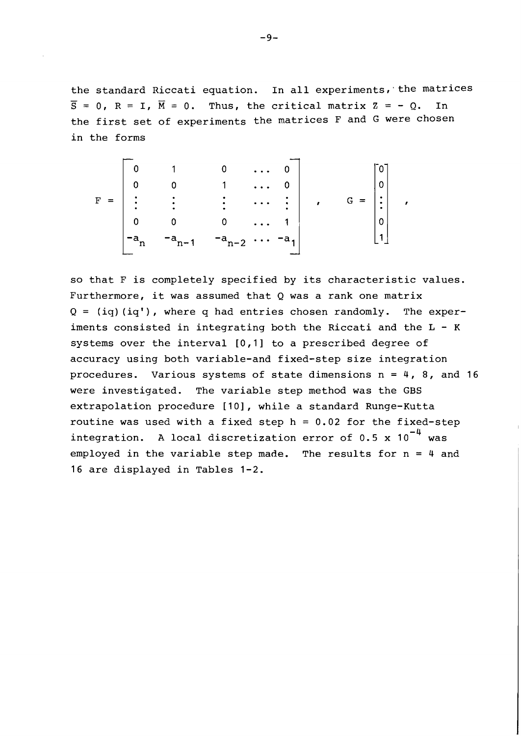the standard Riccati equation. In all experiments, the matrices $\bar{S} = 0$, $R = I$, $\bar{M} = 0$. Thus, the critical matrix $Z = -Q$. In the first set of experiments the matrices F and G were chosen in the forms

$$F = \begin{bmatrix} 0 & 1 & 0 & \cdots & 0 \\ 0 & 0 & 1 & \cdots & 0 \\ \vdots & \vdots & \vdots & \cdots & \vdots \\ 0 & 0 & 0 & \cdots & 1 \\ -a_n & -a_{n-1} & -a_{n-2} & \cdots & -a_1 \end{bmatrix}, \quad G = \begin{bmatrix} 0 \\ 0 \\ \vdots \\ 0 \\ 1 \end{bmatrix},$$

so that F is completely specified by its characteristic values. Furthermore, it was assumed that Q was a rank one matrix $Q = (iq)(iq')$, where q had entries chosen randomly. The experiments consisted in integrating both the Riccati and the L - K systems over the interval [0,1] to a prescribed degree of accuracy using both variable-and fixed-step size integration procedures. Various systems of state dimensions $n = 4$, 8, and 16 were investigated. The variable step method was the GBS extrapolation procedure [10], while a standard Runge-Kutta routine was used with a fixed step $h = 0.02$ for the fixed-step integration. A local discretization error of $0.5 \times 10^{-4}$ was employed in the variable step made. The results for $n = 4$ and 16 are displayed in Tables 1-2.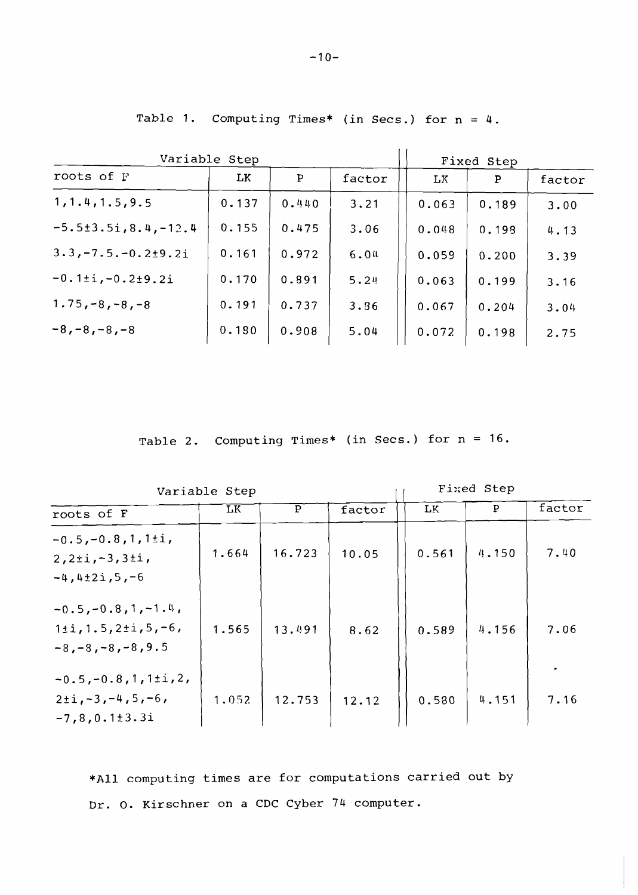Table 1. Computing Times* (in Secs.) for $n = 4$.

| Variable Step | | | | Fixed Step | | |
|---|---|---|---|---|---|---|
| roots of F | LK | P | factor | LK | P | factor |
| 1,1.4,1.5,9.5 | 0.137 | 0.440 | 3.21 | 0.063 | 0.189 | 3.00 |
| −5.5±3.5i,8.4,−12.4 | 0.155 | 0.475 | 3.06 | 0.048 | 0.198 | 4.13 |
| 3.3,−7.5.−0.2±9.2i | 0.161 | 0.972 | 6.04 | 0.059 | 0.200 | 3.39 |
| −0.1±i,−0.2±9.2i | 0.170 | 0.891 | 5.24 | 0.063 | 0.199 | 3.16 |
| 1.75,−8,−8,−8 | 0.191 | 0.737 | 3.86 | 0.067 | 0.204 | 3.04 |
| −8,−8,−8,−8 | 0.180 | 0.908 | 5.04 | 0.072 | 0.198 | 2.75 |

Table 2. Computing Times* (in Secs.) for $n = 16$.

| Variable Step | | | | Fixed Step | | |
|---|---|---|---|---|---|---|
| roots of F | LK | P | factor | LK | P | factor |
| −0.5,−0.8,1,1±i, 2,2±i,−3,3±i, −4,4±2i,5,−6 | 1.664 | 16.723 | 10.05 | 0.561 | 4.150 | 7.40 |
| −0.5,−0.8,1,−1.4, 1±i,1.5,2±i,5,−6, −8,−8,−8,−8,9.5 | 1.565 | 13.491 | 8.62 | 0.589 | 4.156 | 7.06 |
| −0.5,−0.8,1,1±i,2, 2±i,−3,−4,5,−6, −7,8,0.1±3.3i | 1.052 | 12.753 | 12.12 | 0.580 | 4.151 | 7.16 |

*All computing times are for computations carried out by Dr. O. Kirschner on a CDC Cyber 74 computer.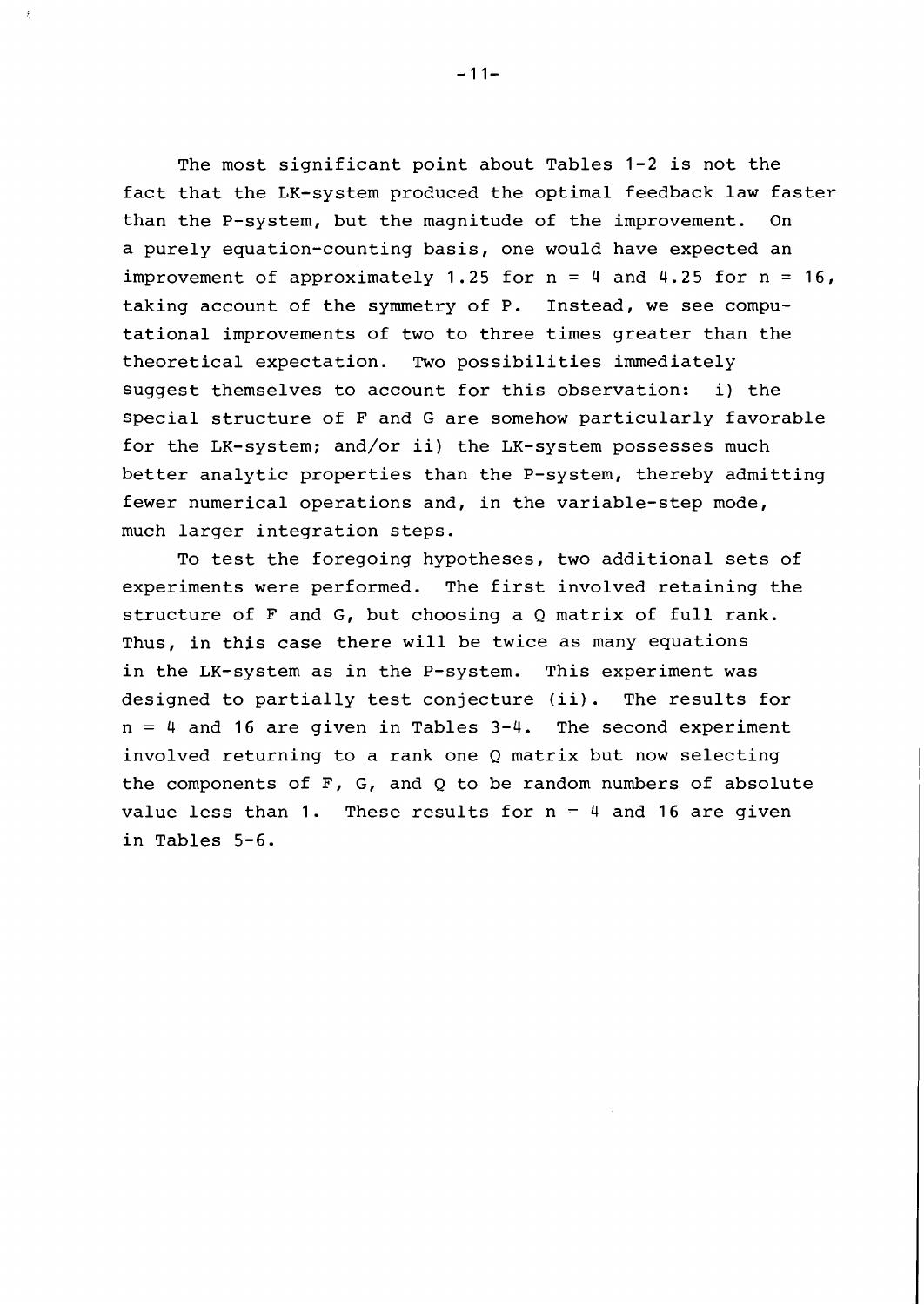The most significant point about Tables 1-2 is not the fact that the LK-system produced the optimal feedback law faster than the P-system, but the magnitude of the improvement. On a purely equation-counting basis, one would have expected an improvement of approximately 1.25 for $n = 4$ and 4.25 for $n = 16$, taking account of the symmetry of P. Instead, we see computational improvements of two to three times greater than the theoretical expectation. Two possibilities immediately suggest themselves to account for this observation: i) the special structure of F and G are somehow particularly favorable for the LK-system; and/or ii) the LK-system possesses much better analytic properties than the P-system, thereby admitting fewer numerical operations and, in the variable-step mode, much larger integration steps.

To test the foregoing hypotheses, two additional sets of experiments were performed. The first involved retaining the structure of F and G, but choosing a Q matrix of full rank. Thus, in this case there will be twice as many equations in the LK-system as in the P-system. This experiment was designed to partially test conjecture (ii). The results for $n = 4$ and 16 are given in Tables 3-4. The second experiment involved returning to a rank one Q matrix but now selecting the components of F, G, and Q to be random numbers of absolute value less than 1. These results for $n = 4$ and 16 are given in Tables 5-6.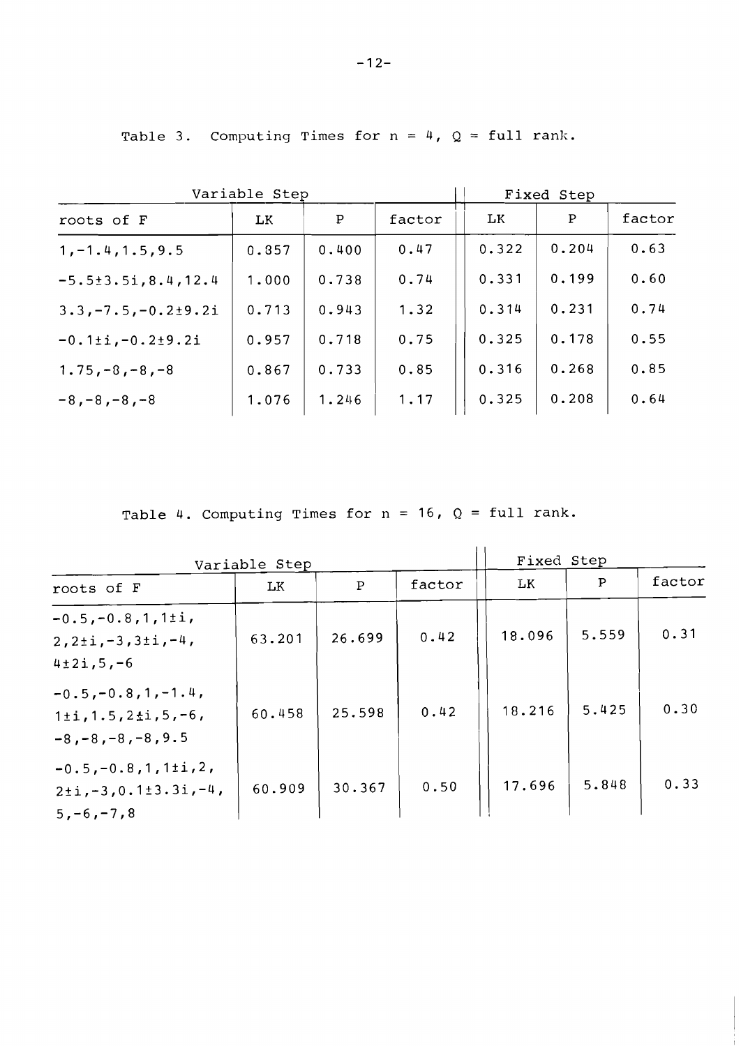Table 3. Computing Times for $n = 4$, $Q$ = full rank.

| Variable Step | | | | Fixed Step | | |
|---|---|---|---|---|---|---|
| roots of F | LK | P | factor | LK | P | factor |
| $1,-1.4,1.5,9.5$ | 0.857 | 0.400 | 0.47 | 0.322 | 0.204 | 0.63 |
| $-5.5\pm3.5i,8.4,12.4$ | 1.000 | 0.738 | 0.74 | 0.331 | 0.199 | 0.60 |
| $3.3,-7.5,-0.2\pm9.2i$ | 0.713 | 0.943 | 1.32 | 0.314 | 0.231 | 0.74 |
| $-0.1\pm i,-0.2\pm9.2i$ | 0.957 | 0.718 | 0.75 | 0.325 | 0.178 | 0.55 |
| $1.75,-8,-8,-8$ | 0.867 | 0.733 | 0.85 | 0.316 | 0.268 | 0.85 |
| $-8,-8,-8,-8$ | 1.076 | 1.246 | 1.17 | 0.325 | 0.208 | 0.64 |

Table 4. Computing Times for $n = 16$, $Q$ = full rank.

| Variable Step | | | | Fixed Step | | |
|---|---|---|---|---|---|---|
| roots of F | LK | P | factor | LK | P | factor |
| $-0.5,-0.8,1,1\pm i,$ $2,2\pm i,-3,3\pm i,-4,$ $4\pm 2i,5,-6$ | 63.201 | 26.699 | 0.42 | 18.096 | 5.559 | 0.31 |
| $-0.5,-0.8,1,-1.4,$ $1\pm i,1.5,2\pm i,5,-6,$ $-8,-8,-8,-8,9.5$ | 60.458 | 25.598 | 0.42 | 18.216 | 5.425 | 0.30 |
| $-0.5,-0.8,1,1\pm i,2,$ $2\pm i,-3,0.1\pm3.3i,-4,$ $5,-6,-7,8$ | 60.909 | 30.367 | 0.50 | 17.696 | 5.848 | 0.33 |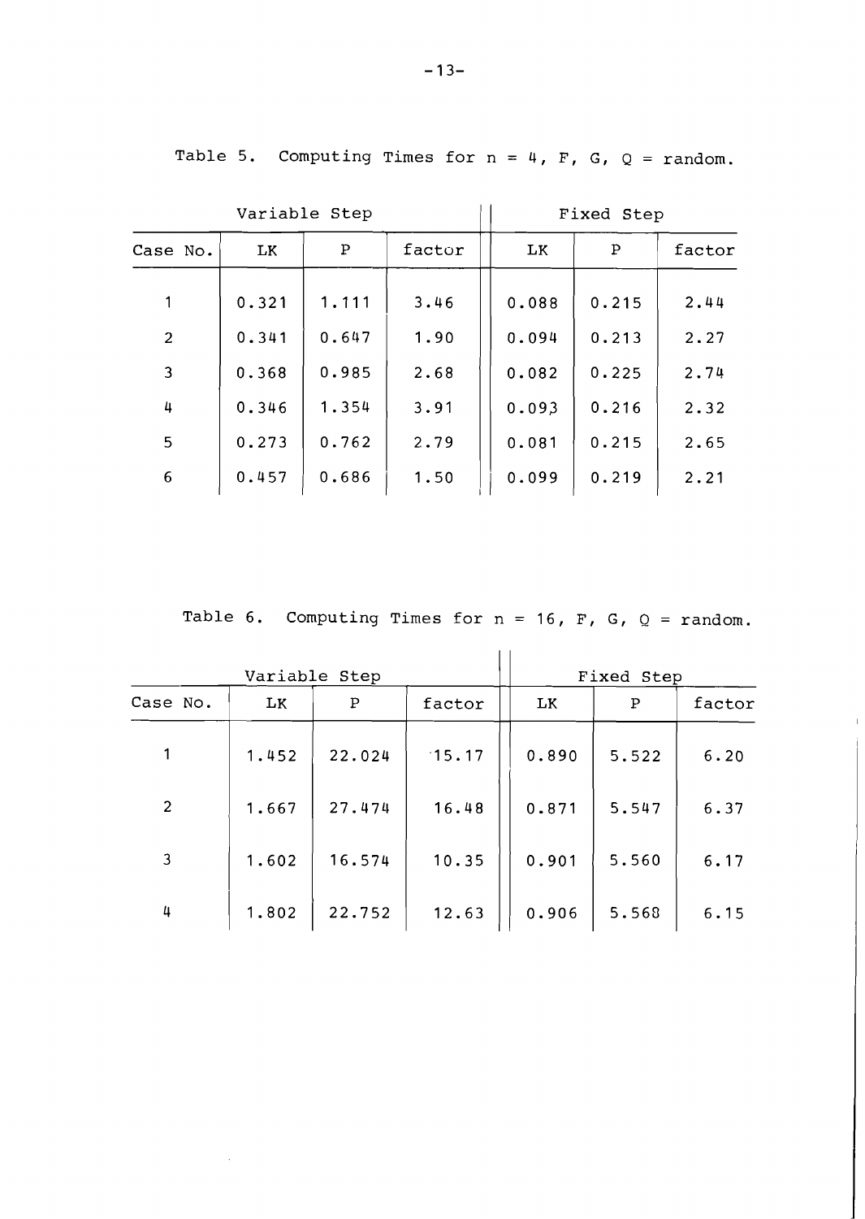Table 5. Computing Times for $n = 4$, $F$, $G$, $Q$ = random.

| | Variable Step | | | Fixed Step | | |
|---|---|---|---|---|---|---|
| Case No. | LK | P | factor | LK | P | factor |
| 1 | 0.321 | 1.111 | 3.46 | 0.088 | 0.215 | 2.44 |
| 2 | 0.341 | 0.647 | 1.90 | 0.094 | 0.213 | 2.27 |
| 3 | 0.368 | 0.985 | 2.68 | 0.082 | 0.225 | 2.74 |
| 4 | 0.346 | 1.354 | 3.91 | 0.093 | 0.216 | 2.32 |
| 5 | 0.273 | 0.762 | 2.79 | 0.081 | 0.215 | 2.65 |
| 6 | 0.457 | 0.686 | 1.50 | 0.099 | 0.219 | 2.21 |

Table 6. Computing Times for $n = 16$, $F$, $G$, $Q$ = random.

| | Variable Step | | | Fixed Step | | |
|---|---|---|---|---|---|---|
| Case No. | LK | P | factor | LK | P | factor |
| 1 | 1.452 | 22.024 | 15.17 | 0.890 | 5.522 | 6.20 |
| 2 | 1.667 | 27.474 | 16.48 | 0.871 | 5.547 | 6.37 |
| 3 | 1.602 | 16.574 | 10.35 | 0.901 | 5.560 | 6.17 |
| 4 | 1.802 | 22.752 | 12.63 | 0.906 | 5.568 | 6.15 |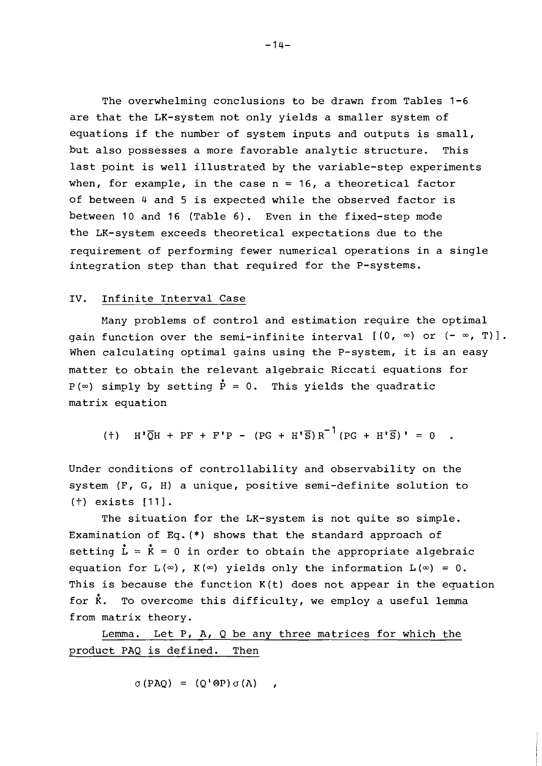The overwhelming conclusions to be drawn from Tables 1-6 are that the LK-system not only yields a smaller system of equations if the number of system inputs and outputs is small, but also possesses a more favorable analytic structure. This last point is well illustrated by the variable-step experiments when, for example, in the case $n = 16$, a theoretical factor of between 4 and 5 is expected while the observed factor is between 10 and 16 (Table 6). Even in the fixed-step mode the LK-system exceeds theoretical expectations due to the requirement of performing fewer numerical operations in a single integration step than that required for the P-systems.

## IV. Infinite Interval Case

Many problems of control and estimation require the optimal gain function over the semi-infinite interval $[(0, \infty)$ or $(-\infty, T)]$. When calculating optimal gains using the P-system, it is an easy matter to obtain the relevant algebraic Riccati equations for $P(\infty)$ simply by setting $\dot{P} = 0$. This yields the quadratic matrix equation

$$(\dagger) \quad H'\bar{Q}H + PF + F'P - (PG + H'\bar{S})R^{-1}(PG + H'\bar{S})' = 0 \quad .$$

Under conditions of controllability and observability on the system $(F, G, H)$ a unique, positive semi-definite solution to $(\dagger)$ exists [11].

The situation for the LK-system is not quite so simple. Examination of Eq.(*) shows that the standard approach of setting $\dot{L} = \dot{K} = 0$ in order to obtain the appropriate algebraic equation for $L(\infty)$, $K(\infty)$ yields only the information $L(\infty) = 0$. This is because the function $K(t)$ does not appear in the equation for $\dot{K}$. To overcome this difficulty, we employ a useful lemma from matrix theory.

<u>Lemma. Let P, A, Q be any three matrices for which the product PAQ is defined. Then</u>

$$\sigma(PAQ) = (Q' \otimes P)\sigma(A) \quad ,$$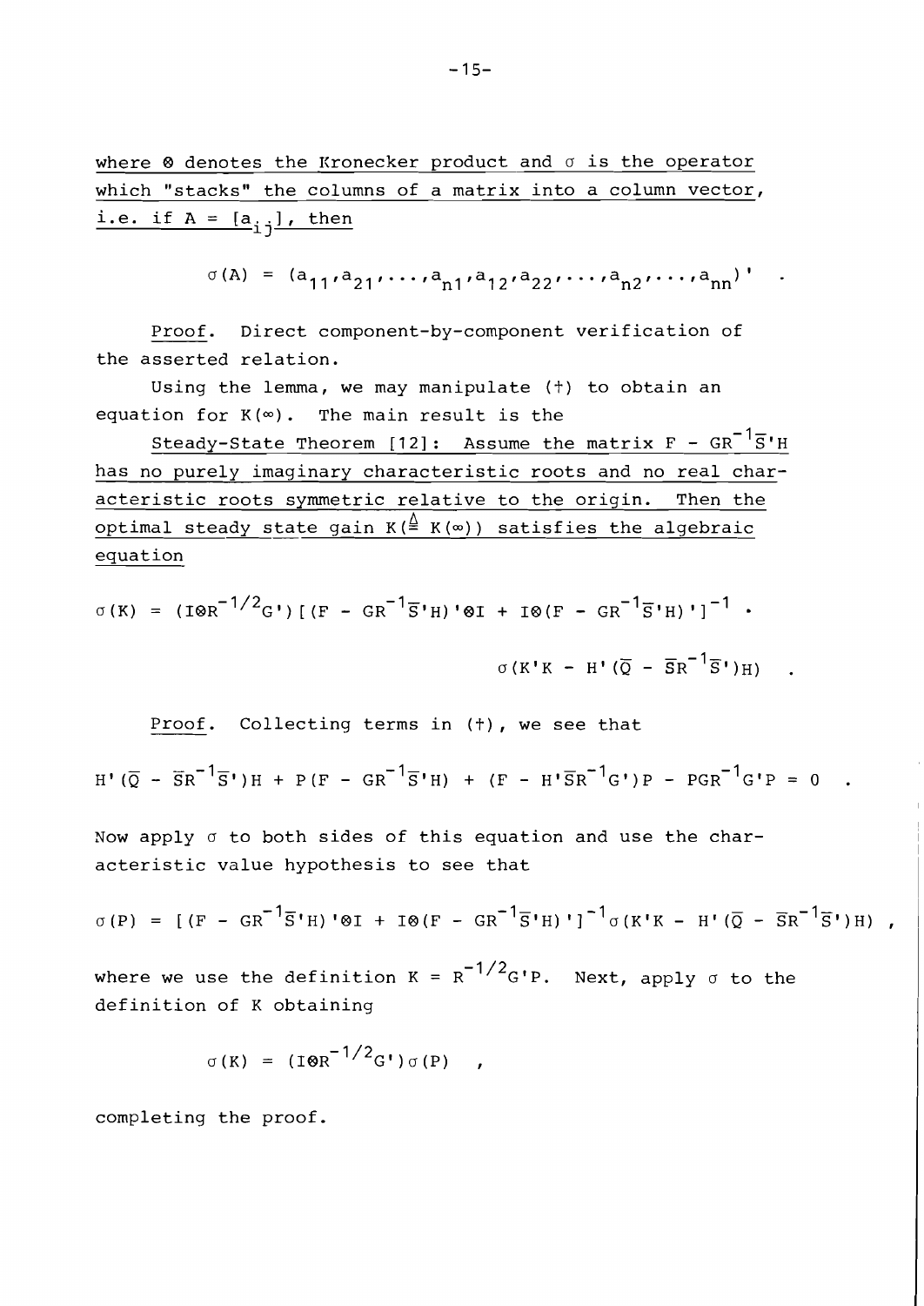<u>where $\otimes$ denotes the Kronecker product and $\sigma$ is the operator which "stacks" the columns of a matrix into a column vector, i.e. if $A = [a_{ij}]$, then</u>

$$\sigma(A) = (a_{11}, a_{21}, \ldots, a_{n1}, a_{12}, a_{22}, \ldots, a_{n2}, \ldots, a_{nn})' .$$

<u>Proof</u>. Direct component-by-component verification of the asserted relation.

Using the lemma, we may manipulate (†) to obtain an equation for $K(\infty)$. The main result is the

<u>Steady-State Theorem [12]: Assume the matrix $F - GR^{-1}\bar{S}'H$ has no purely imaginary characteristic roots and no real characteristic roots symmetric relative to the origin. Then the optimal steady state gain $K (\stackrel{\Delta}{=} K(\infty))$ satisfies the algebraic equation</u>

$$\sigma(K) = (I \otimes R^{-1/2}G')[(F - GR^{-1}\bar{S}'H)' \otimes I + I \otimes (F - GR^{-1}\bar{S}'H)']^{-1} \cdot \sigma(K'K - H'(\bar{Q} - \bar{S}R^{-1}\bar{S}')H) .$$

<u>Proof</u>. Collecting terms in (†), we see that

$$H'(\bar{Q} - \bar{S}R^{-1}\bar{S}')H + P(F - GR^{-1}\bar{S}'H) + (F - H'\bar{S}R^{-1}G')P - PGR^{-1}G'P = 0 .$$

Now apply $\sigma$ to both sides of this equation and use the characteristic value hypothesis to see that

$$\sigma(P) = [(F - GR^{-1}\bar{S}'H)' \otimes I + I \otimes (F - GR^{-1}\bar{S}'H)']^{-1} \sigma(K'K - H'(\bar{Q} - \bar{S}R^{-1}\bar{S}')H) ,$$

where we use the definition $K = R^{-1/2}G'P$. Next, apply $\sigma$ to the definition of $K$ obtaining

$$\sigma(K) = (I \otimes R^{-1/2}G')\sigma(P) ,$$

completing the proof.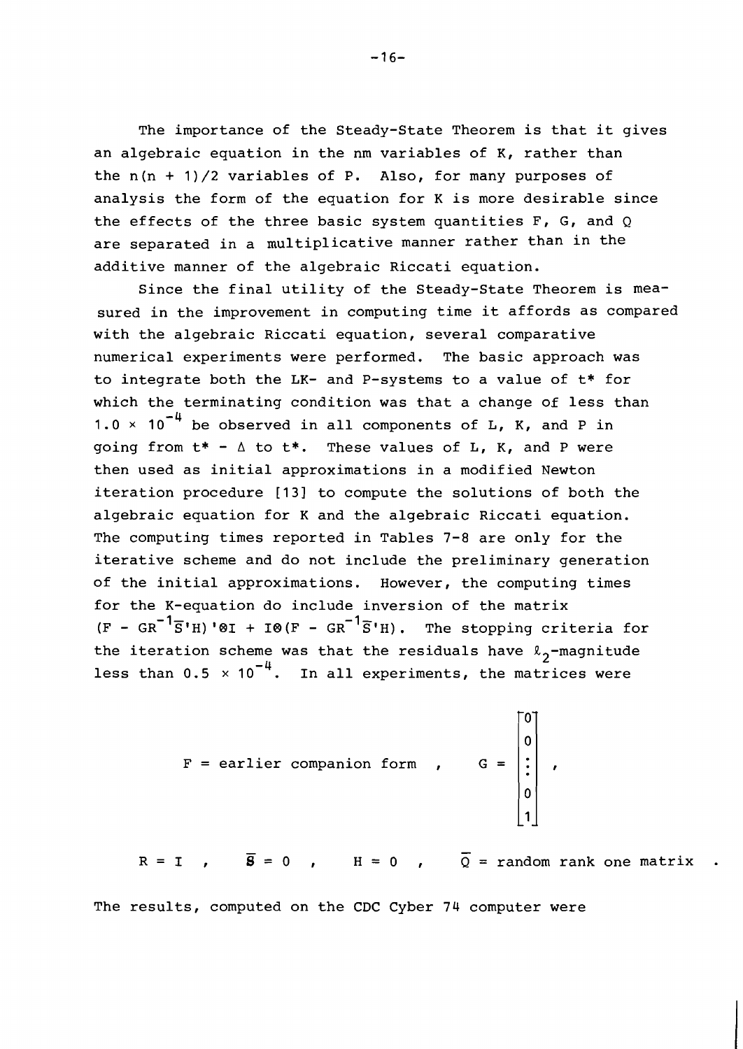The importance of the Steady-State Theorem is that it gives an algebraic equation in the nm variables of K, rather than the $n(n + 1)/2$ variables of P. Also, for many purposes of analysis the form of the equation for K is more desirable since the effects of the three basic system quantities F, G, and Q are separated in a multiplicative manner rather than in the additive manner of the algebraic Riccati equation.

Since the final utility of the Steady-State Theorem is measured in the improvement in computing time it affords as compared with the algebraic Riccati equation, several comparative numerical experiments were performed. The basic approach was to integrate both the LK- and P-systems to a value of $t^*$ for which the terminating condition was that a change of less than $1.0 \times 10^{-4}$ be observed in all components of L, K, and P in going from $t^* - \Delta$ to $t^*$. These values of L, K, and P were then used as initial approximations in a modified Newton iteration procedure [13] to compute the solutions of both the algebraic equation for K and the algebraic Riccati equation. The computing times reported in Tables 7-8 are only for the iterative scheme and do not include the preliminary generation of the initial approximations. However, the computing times for the K-equation do include inversion of the matrix $(F - GR^{-1}\bar{S}'H)'\otimes I + I\otimes(F - GR^{-1}\bar{S}'H)$. The stopping criteria for the iteration scheme was that the residuals have $\ell_2$-magnitude less than $0.5 \times 10^{-4}$. In all experiments, the matrices were

$$F = \text{earlier companion form} \ , \qquad G = \begin{bmatrix} 0 \\ 0 \\ \vdots \\ 0 \\ 1 \end{bmatrix} ,$$

$$R = I \ , \quad \bar{S} = 0 \ , \quad H = 0 \ , \quad \bar{Q} = \text{random rank one matrix} \ .$$

The results, computed on the CDC Cyber 74 computer were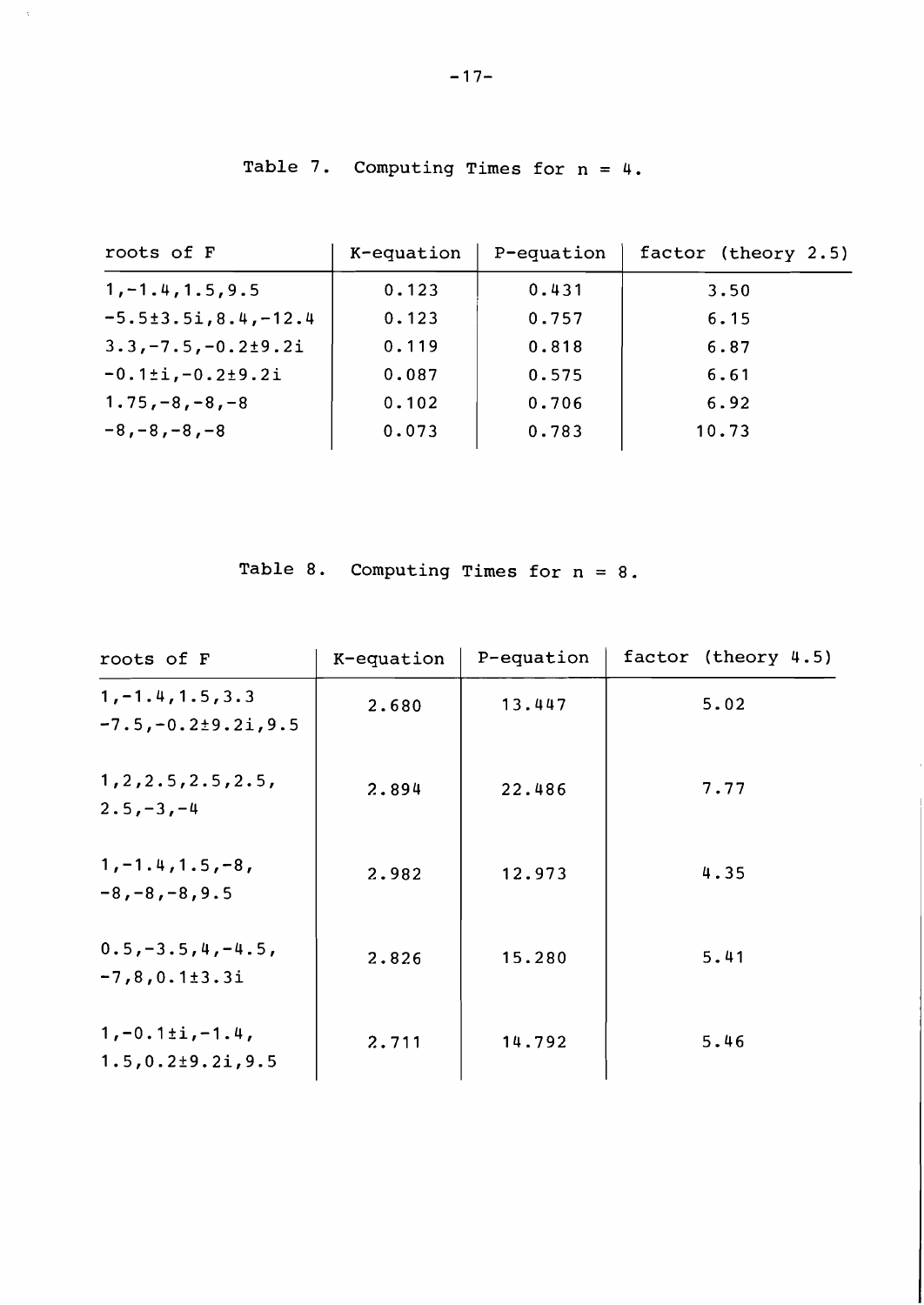Table 7. Computing Times for $n = 4$.

| roots of F | K-equation | P-equation | factor (theory 2.5) |
|---|---|---|---|
| 1,-1.4,1.5,9.5 | 0.123 | 0.431 | 3.50 |
| -5.5±3.5i,8.4,-12.4 | 0.123 | 0.757 | 6.15 |
| 3.3,-7.5,-0.2±9.2i | 0.119 | 0.818 | 6.87 |
| -0.1±i,-0.2±9.2i | 0.087 | 0.575 | 6.61 |
| 1.75,-8,-8,-8 | 0.102 | 0.706 | 6.92 |
| -8,-8,-8,-8 | 0.073 | 0.783 | 10.73 |

Table 8. Computing Times for $n = 8$.

| roots of F | K-equation | P-equation | factor (theory 4.5) |
|---|---|---|---|
| 1,-1.4,1.5,3.3 -7.5,-0.2±9.2i,9.5 | 2.680 | 13.447 | 5.02 |
| 1,2,2.5,2.5,2.5, 2.5,-3,-4 | 2.894 | 22.486 | 7.77 |
| 1,-1.4,1.5,-8, -8,-8,-8,9.5 | 2.982 | 12.973 | 4.35 |
| 0.5,-3.5,4,-4.5, -7,8,0.1±3.3i | 2.826 | 15.280 | 5.41 |
| 1,-0.1±i,-1.4, 1.5,0.2±9.2i,9.5 | 2.711 | 14.792 | 5.46 |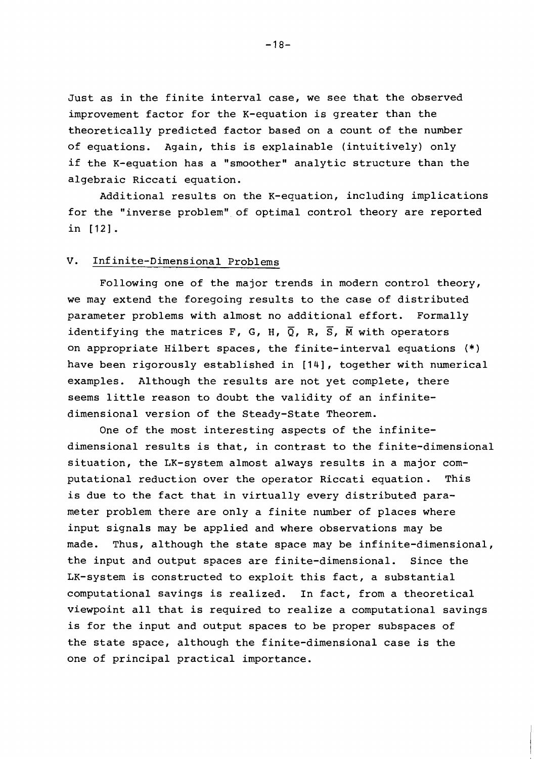Just as in the finite interval case, we see that the observed improvement factor for the K-equation is greater than the theoretically predicted factor based on a count of the number of equations. Again, this is explainable (intuitively) only if the K-equation has a "smoother" analytic structure than the algebraic Riccati equation.

Additional results on the K-equation, including implications for the "inverse problem" of optimal control theory are reported in [12].

## V. Infinite-Dimensional Problems

Following one of the major trends in modern control theory, we may extend the foregoing results to the case of distributed parameter problems with almost no additional effort. Formally identifying the matrices F, G, H, $\bar{Q}$, R, $\bar{S}$, $\bar{M}$ with operators on appropriate Hilbert spaces, the finite-interval equations (*) have been rigorously established in [14], together with numerical examples. Although the results are not yet complete, there seems little reason to doubt the validity of an infinite-dimensional version of the Steady-State Theorem.

One of the most interesting aspects of the infinite-dimensional results is that, in contrast to the finite-dimensional situation, the LK-system almost always results in a major computational reduction over the operator Riccati equation. This is due to the fact that in virtually every distributed parameter problem there are only a finite number of places where input signals may be applied and where observations may be made. Thus, although the state space may be infinite-dimensional, the input and output spaces are finite-dimensional. Since the LK-system is constructed to exploit this fact, a substantial computational savings is realized. In fact, from a theoretical viewpoint all that is required to realize a computational savings is for the input and output spaces to be proper subspaces of the state space, although the finite-dimensional case is the one of principal practical importance.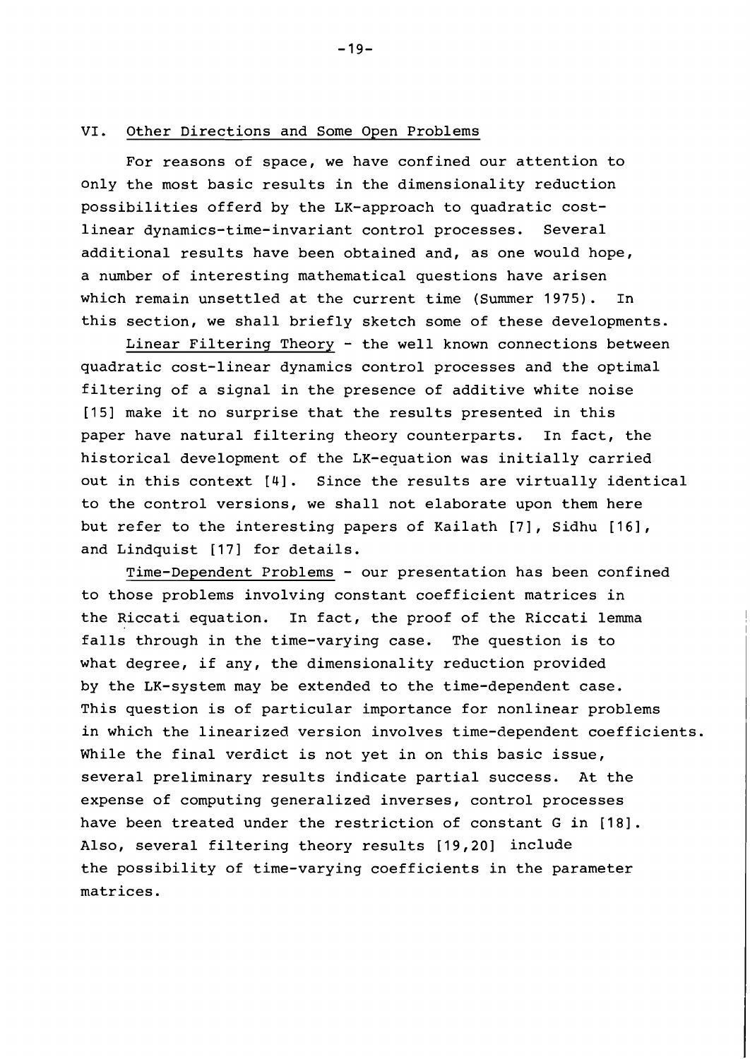## VI. Other Directions and Some Open Problems

For reasons of space, we have confined our attention to only the most basic results in the dimensionality reduction possibilities offerd by the LK-approach to quadratic cost-linear dynamics-time-invariant control processes. Several additional results have been obtained and, as one would hope, a number of interesting mathematical questions have arisen which remain unsettled at the current time (Summer 1975). In this section, we shall briefly sketch some of these developments.

Linear Filtering Theory - the well known connections between quadratic cost-linear dynamics control processes and the optimal filtering of a signal in the presence of additive white noise [15] make it no surprise that the results presented in this paper have natural filtering theory counterparts. In fact, the historical development of the LK-equation was initially carried out in this context [4]. Since the results are virtually identical to the control versions, we shall not elaborate upon them here but refer to the interesting papers of Kailath [7], Sidhu [16], and Lindquist [17] for details.

Time-Dependent Problems - our presentation has been confined to those problems involving constant coefficient matrices in the Riccati equation. In fact, the proof of the Riccati lemma falls through in the time-varying case. The question is to what degree, if any, the dimensionality reduction provided by the LK-system may be extended to the time-dependent case. This question is of particular importance for nonlinear problems in which the linearized version involves time-dependent coefficients. While the final verdict is not yet in on this basic issue, several preliminary results indicate partial success. At the expense of computing generalized inverses, control processes have been treated under the restriction of constant G in [18]. Also, several filtering theory results [19,20] include the possibility of time-varying coefficients in the parameter matrices.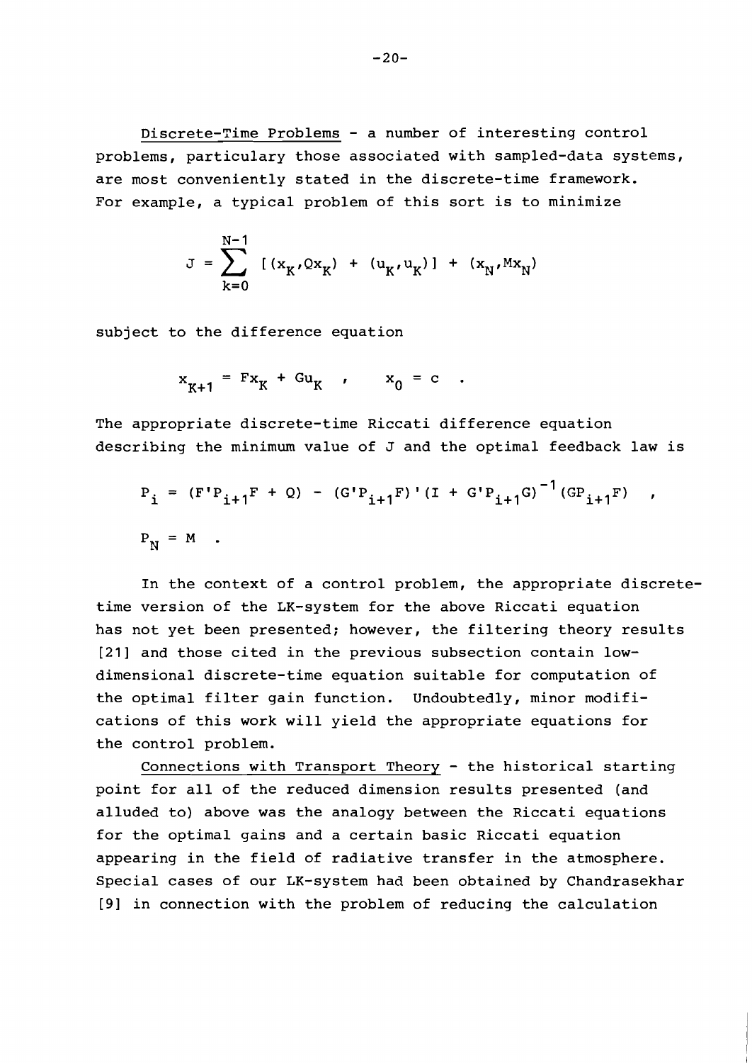Discrete-Time Problems - a number of interesting control problems, particulary those associated with sampled-data systems, are most conveniently stated in the discrete-time framework. For example, a typical problem of this sort is to minimize

$$J = \sum_{k=0}^{N-1} [(x_K, Qx_K) + (u_K, u_K)] + (x_N, Mx_N)$$

subject to the difference equation

$$x_{K+1} = Fx_K + Gu_K \quad , \qquad x_0 = c \quad .$$

The appropriate discrete-time Riccati difference equation describing the minimum value of J and the optimal feedback law is

$$P_i = (F'P_{i+1}F + Q) - (G'P_{i+1}F)'(I + G'P_{i+1}G)^{-1}(GP_{i+1}F) \quad ,$$

$$P_N = M \quad .$$

In the context of a control problem, the appropriate discrete-time version of the LK-system for the above Riccati equation has not yet been presented; however, the filtering theory results [21] and those cited in the previous subsection contain low-dimensional discrete-time equation suitable for computation of the optimal filter gain function. Undoubtedly, minor modifications of this work will yield the appropriate equations for the control problem.

Connections with Transport Theory - the historical starting point for all of the reduced dimension results presented (and alluded to) above was the analogy between the Riccati equations for the optimal gains and a certain basic Riccati equation appearing in the field of radiative transfer in the atmosphere. Special cases of our LK-system had been obtained by Chandrasekhar [9] in connection with the problem of reducing the calculation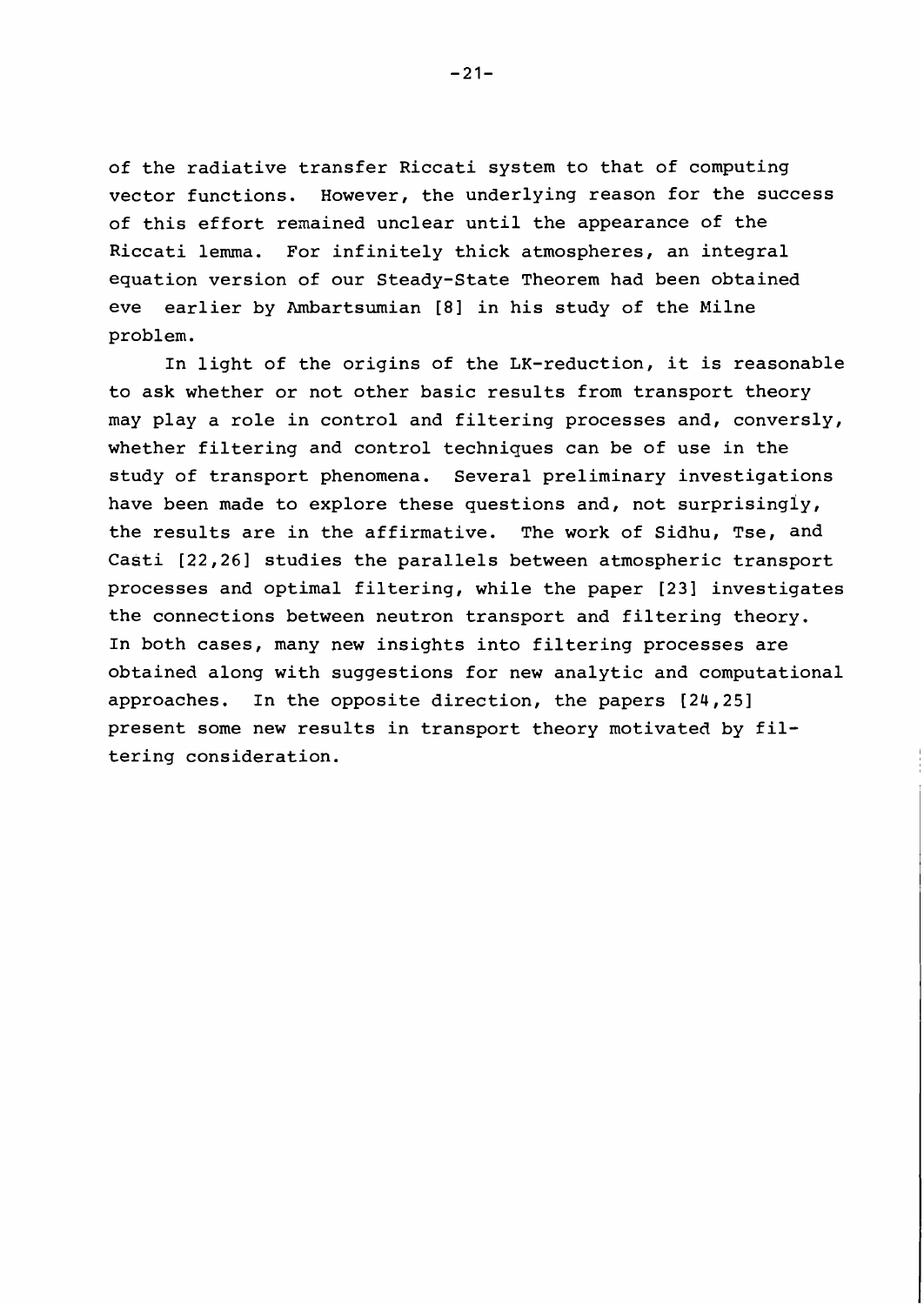of the radiative transfer Riccati system to that of computing vector functions. However, the underlying reason for the success of this effort remained unclear until the appearance of the Riccati lemma. For infinitely thick atmospheres, an integral equation version of our Steady-State Theorem had been obtained eve earlier by Ambartsumian [8] in his study of the Milne problem.

In light of the origins of the LK-reduction, it is reasonable to ask whether or not other basic results from transport theory may play a role in control and filtering processes and, conversly, whether filtering and control techniques can be of use in the study of transport phenomena. Several preliminary investigations have been made to explore these questions and, not surprisingly, the results are in the affirmative. The work of Sidhu, Tse, and Casti [22,26] studies the parallels between atmospheric transport processes and optimal filtering, while the paper [23] investigates the connections between neutron transport and filtering theory. In both cases, many new insights into filtering processes are obtained along with suggestions for new analytic and computational approaches. In the opposite direction, the papers [24,25] present some new results in transport theory motivated by filtering consideration.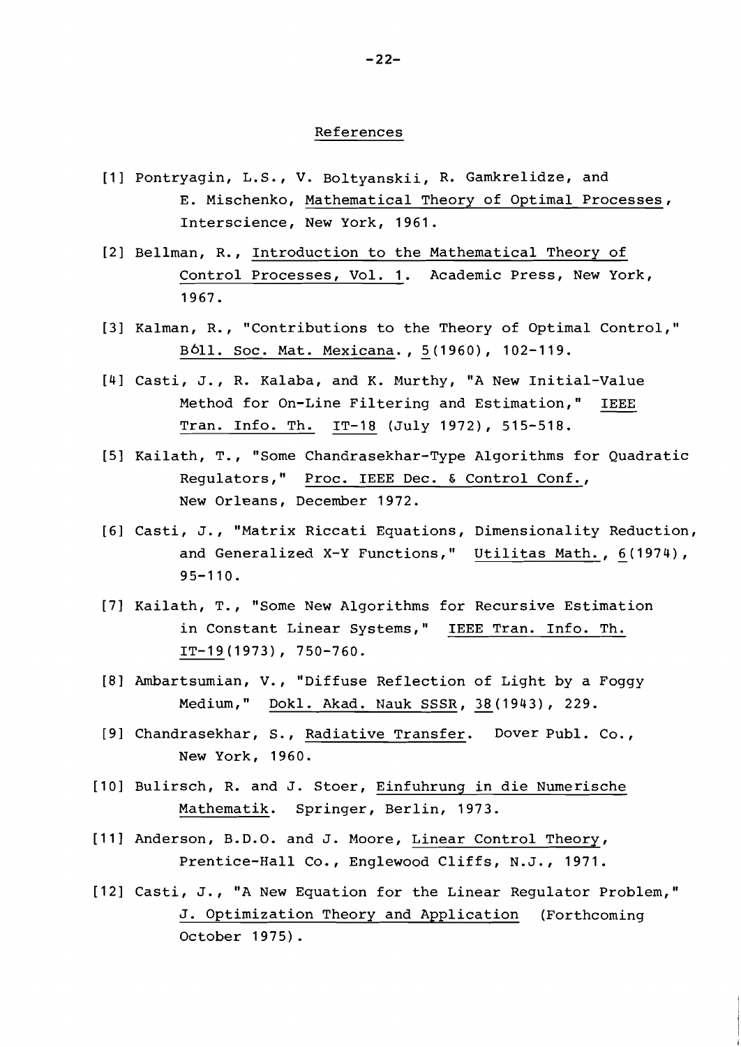## References

[1] Pontryagin, L.S., V. Boltyanskii, R. Gamkrelidze, and E. Mischenko, Mathematical Theory of Optimal Processes, Interscience, New York, 1961.

[2] Bellman, R., Introduction to the Mathematical Theory of Control Processes, Vol. 1. Academic Press, New York, 1967.

[3] Kalman, R., "Contributions to the Theory of Optimal Control," Boll. Soc. Mat. Mexicana., 5(1960), 102-119.

[4] Casti, J., R. Kalaba, and K. Murthy, "A New Initial-Value Method for On-Line Filtering and Estimation," IEEE Tran. Info. Th. IT-18 (July 1972), 515-518.

[5] Kailath, T., "Some Chandrasekhar-Type Algorithms for Quadratic Regulators," Proc. IEEE Dec. & Control Conf., New Orleans, December 1972.

[6] Casti, J., "Matrix Riccati Equations, Dimensionality Reduction, and Generalized X-Y Functions," Utilitas Math., 6(1974), 95-110.

[7] Kailath, T., "Some New Algorithms for Recursive Estimation in Constant Linear Systems," IEEE Tran. Info. Th. IT-19(1973), 750-760.

[8] Ambartsumian, V., "Diffuse Reflection of Light by a Foggy Medium," Dokl. Akad. Nauk SSSR, 38(1943), 229.

[9] Chandrasekhar, S., Radiative Transfer. Dover Publ. Co., New York, 1960.

[10] Bulirsch, R. and J. Stoer, Einfuhrung in die Numerische Mathematik. Springer, Berlin, 1973.

[11] Anderson, B.D.O. and J. Moore, Linear Control Theory, Prentice-Hall Co., Englewood Cliffs, N.J., 1971.

[12] Casti, J., "A New Equation for the Linear Regulator Problem," J. Optimization Theory and Application (Forthcoming October 1975).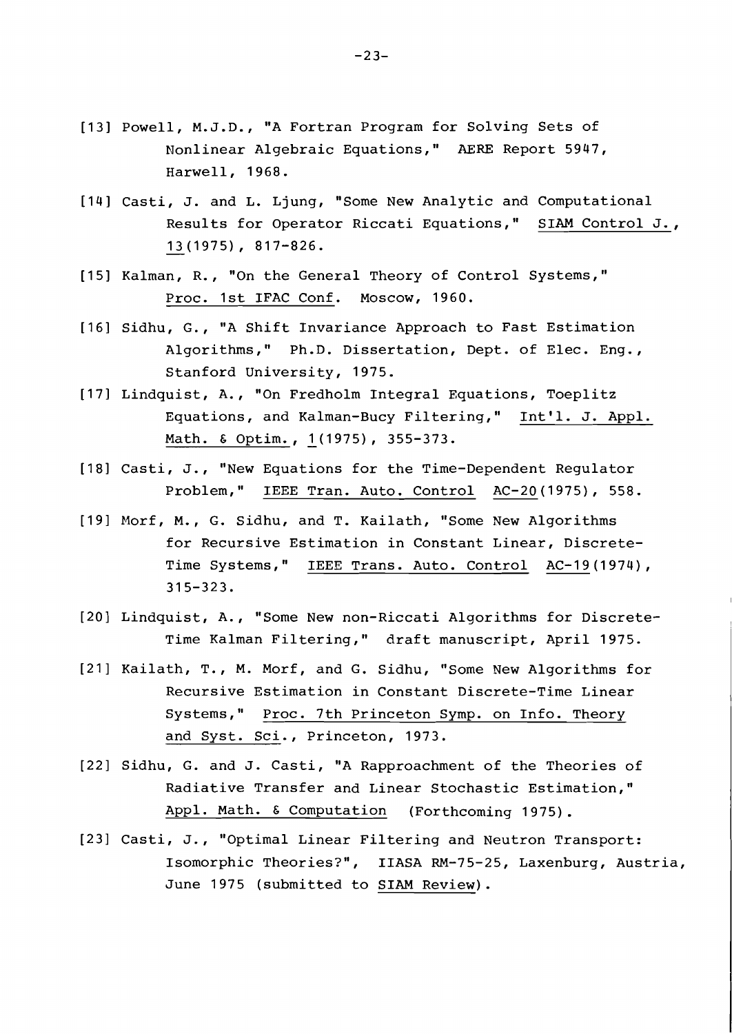[13] Powell, M.J.D., "A Fortran Program for Solving Sets of Nonlinear Algebraic Equations," AERE Report 5947, Harwell, 1968.

[14] Casti, J. and L. Ljung, "Some New Analytic and Computational Results for Operator Riccati Equations," SIAM Control J., 13(1975), 817-826.

[15] Kalman, R., "On the General Theory of Control Systems," Proc. 1st IFAC Conf. Moscow, 1960.

[16] Sidhu, G., "A Shift Invariance Approach to Fast Estimation Algorithms," Ph.D. Dissertation, Dept. of Elec. Eng., Stanford University, 1975.

[17] Lindquist, A., "On Fredholm Integral Equations, Toeplitz Equations, and Kalman-Bucy Filtering," Int'l. J. Appl. Math. & Optim., 1(1975), 355-373.

[18] Casti, J., "New Equations for the Time-Dependent Regulator Problem," IEEE Tran. Auto. Control AC-20(1975), 558.

[19] Morf, M., G. Sidhu, and T. Kailath, "Some New Algorithms for Recursive Estimation in Constant Linear, Discrete-Time Systems," IEEE Trans. Auto. Control AC-19(1974), 315-323.

[20] Lindquist, A., "Some New non-Riccati Algorithms for Discrete-Time Kalman Filtering," draft manuscript, April 1975.

[21] Kailath, T., M. Morf, and G. Sidhu, "Some New Algorithms for Recursive Estimation in Constant Discrete-Time Linear Systems," Proc. 7th Princeton Symp. on Info. Theory and Syst. Sci., Princeton, 1973.

[22] Sidhu, G. and J. Casti, "A Rapproachment of the Theories of Radiative Transfer and Linear Stochastic Estimation," Appl. Math. & Computation (Forthcoming 1975).

[23] Casti, J., "Optimal Linear Filtering and Neutron Transport: Isomorphic Theories?", IIASA RM-75-25, Laxenburg, Austria, June 1975 (submitted to SIAM Review).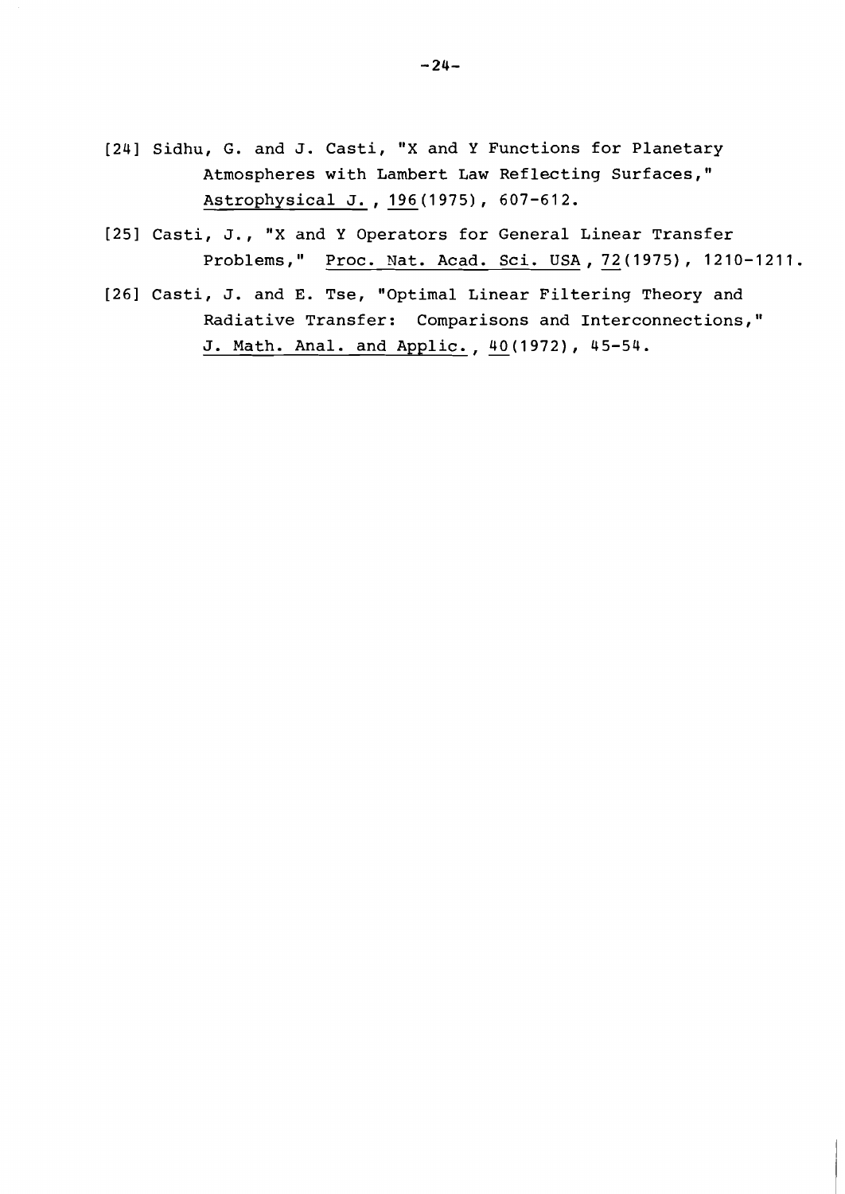[24] Sidhu, G. and J. Casti, "X and Y Functions for Planetary Atmospheres with Lambert Law Reflecting Surfaces," Astrophysical J., 196(1975), 607-612.

[25] Casti, J., "X and Y Operators for General Linear Transfer Problems," Proc. Nat. Acad. Sci. USA, 72(1975), 1210-1211.

[26] Casti, J. and E. Tse, "Optimal Linear Filtering Theory and Radiative Transfer: Comparisons and Interconnections," J. Math. Anal. and Applic., 40(1972), 45-54.